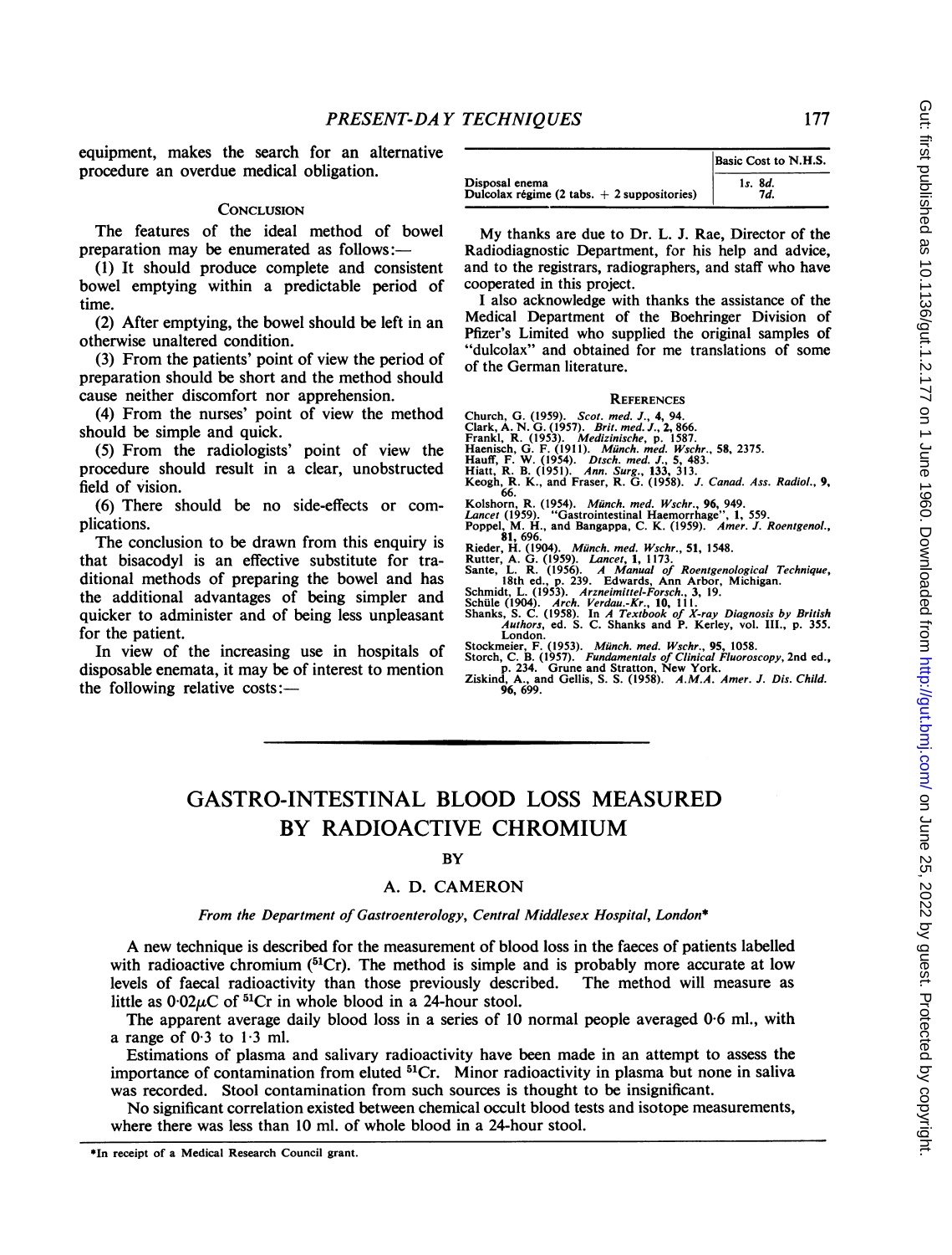equipment, makes the search for an alternative procedure an overdue medical obligation.

### Conclusion

The features of the ideal method of bowel preparation may be enumerated as follows:—

(1) It should produce complete and consistent bowel emptying within a predictable period of time.

(2) After emptying, the bowel should be left in an otherwise unaltered condition.

(3) From the patients' point of view the period of preparation should be short and the method should cause neither discomfort nor apprehension.

(4) From the nurses' point of view the method should be simple and quick.

(5) From the radiologists' point of view the procedure should result in a clear, unobstructed field of vision.

(6) There should be no side-effects or complications.

The conclusion to be drawn from this enquiry is that bisacodyl is an effective substitute for traditional methods of preparing the bowel and has the additional advantages of being simpler and quicker to administer and of being less unpleasant for the patient.

In view of the increasing use in hospitals of disposable enemata, it may be of interest to mention the following relative costs:—

| | Basic Cost to N.H.S. |
|---|---|
| Disposal enema | 1*s*. 8*d*. |
| Dulcolax régime (2 tabs. + 2 suppositories) | 7*d*. |

My thanks are due to Dr. L. J. Rae, Director of the Radiodiagnostic Department, for his help and advice, and to the registrars, radiographers, and staff who have cooperated in this project.

I also acknowledge with thanks the assistance of the Medical Department of the Boehringer Division of Pfizer's Limited who supplied the original samples of "dulcolax" and obtained for me translations of some of the German literature.

### References

Church, G. (1959). *Scot. med. J.*, **4**, 94.
Clark, A. N. G. (1957). *Brit. med. J.*, **2**, 866.
Frankl, R. (1953). *Medizinische*, p. 1587.
Haenisch, G. F. (1911). *Münch. med. Wschr.*, **58**, 2375.
Hauff, F. W. (1954). *Dtsch. med. J.*, **5**, 483.
Hiatt, R. B. (1951). *Ann. Surg.*, **133**, 313.
Keogh, R. K., and Fraser, R. G. (1958). *J. Canad. Ass. Radiol.*, **9**, 66.
Kolshorn, R. (1954). *Münch. med. Wschr.*, **96**, 949.
*Lancet* (1959). "Gastrointestinal Haemorrhage", **1**, 559.
Poppel, M. H., and Bangappa, C. K. (1959). *Amer. J. Roentgenol.*, **81**, 696.
Rieder, H. (1904). *Münch. med. Wschr.*, **51**, 1548.
Rutter, A. G. (1959). *Lancet*, **1**, 1173.
Sante, L. R. (1956). *A Manual of Roentgenological Technique*, 18th ed., p. 239. Edwards, Ann Arbor, Michigan.
Schmidt, L. (1953). *Arzneimittel-Forsch.*, **3**, 19.
Schüle (1904). *Arch. Verdau.-Kr.*, **10**, 111.
Shanks, S. C. (1958). In *A Textbook of X-ray Diagnosis by British Authors*, ed. S. C. Shanks and P. Kerley, vol. III., p. 355. London.
Stockmeier, F. (1953). *Münch. med. Wschr.*, **95**, 1058.
Storch, C. B. (1957). *Fundamentals of Clinical Fluoroscopy*, 2nd ed., p. 234. Grune and Stratton, New York.
Ziskind, A., and Gellis, S. S. (1958). *A.M.A. Amer. J. Dis. Child.* **96**, 699.

# GASTRO-INTESTINAL BLOOD LOSS MEASURED BY RADIOACTIVE CHROMIUM

BY

## A. D. CAMERON

*From the Department of Gastroenterology, Central Middlesex Hospital, London\**

A new technique is described for the measurement of blood loss in the faeces of patients labelled with radioactive chromium ($^{51}$Cr). The method is simple and is probably more accurate at low levels of faecal radioactivity than those previously described. The method will measure as little as 0·02$\mu$C of $^{51}$Cr in whole blood in a 24-hour stool.

The apparent average daily blood loss in a series of 10 normal people averaged 0·6 ml., with a range of 0·3 to 1·3 ml.

Estimations of plasma and salivary radioactivity have been made in an attempt to assess the importance of contamination from eluted $^{51}$Cr. Minor radioactivity in plasma but none in saliva was recorded. Stool contamination from such sources is thought to be insignificant.

No significant correlation existed between chemical occult blood tests and isotope measurements, where there was less than 10 ml. of whole blood in a 24-hour stool.

\*In receipt of a Medical Research Council grant.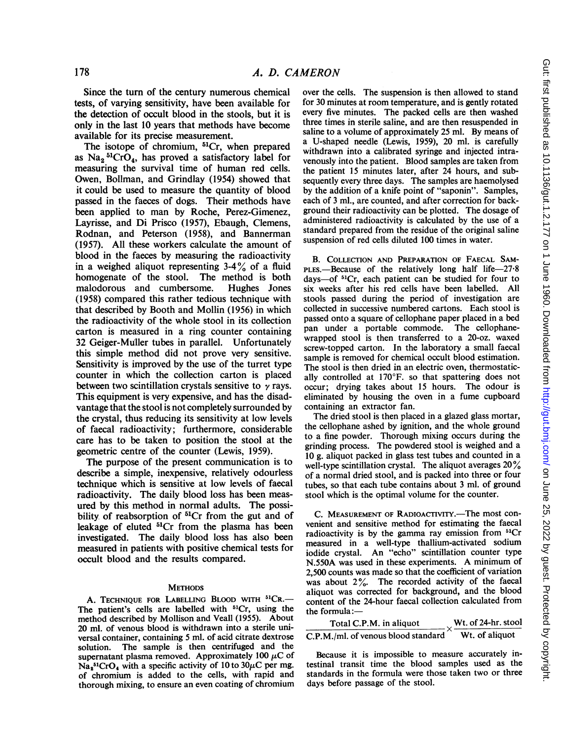Since the turn of the century numerous chemical tests, of varying sensitivity, have been available for the detection of occult blood in the stools, but it is only in the last 10 years that methods have become available for its precise measurement.

The isotope of chromium, $^{51}Cr$, when prepared as $Na_2{}^{51}CrO_4$, has proved a satisfactory label for measuring the survival time of human red cells. Owen, Bollman, and Grindlay (1954) showed that it could be used to measure the quantity of blood passed in the faeces of dogs. Their methods have been applied to man by Roche, Perez-Gimenez, Layrisse, and Di Prisco (1957), Ebaugh, Clemens, Rodnan, and Peterson (1958), and Bannerman (1957). All these workers calculate the amount of blood in the faeces by measuring the radioactivity in a weighed aliquot representing 3-4% of a fluid homogenate of the stool. The method is both malodorous and cumbersome. Hughes Jones (1958) compared this rather tedious technique with that described by Booth and Mollin (1956) in which the radioactivity of the whole stool in its collection carton is measured in a ring counter containing 32 Geiger-Muller tubes in parallel. Unfortunately this simple method did not prove very sensitive. Sensitivity is improved by the use of the turret type counter in which the collection carton is placed between two scintillation crystals sensitive to $\gamma$ rays. This equipment is very expensive, and has the disadvantage that the stool is not completely surrounded by the crystal, thus reducing its sensitivity at low levels of faecal radioactivity; furthermore, considerable care has to be taken to position the stool at the geometric centre of the counter (Lewis, 1959).

The purpose of the present communication is to describe a simple, inexpensive, relatively odourless technique which is sensitive at low levels of faecal radioactivity. The daily blood loss has been measured by this method in normal adults. The possibility of reabsorption of $^{51}Cr$ from the gut and of leakage of eluted $^{51}Cr$ from the plasma has been investigated. The daily blood loss has also been measured in patients with positive chemical tests for occult blood and the results compared.

## Methods

A. Technique for Labelling Blood with $^{51}$Cr.—The patient's cells are labelled with $^{51}Cr$, using the method described by Mollison and Veall (1955). About 20 ml. of venous blood is withdrawn into a sterile universal container, containing 5 ml. of acid citrate dextrose solution. The sample is then centrifuged and the supernatant plasma removed. Approximately 100 $\mu$C of $Na_2{}^{51}CrO_4$ with a specific activity of 10 to 30$\mu$C per mg. of chromium is added to the cells, with rapid and thorough mixing, to ensure an even coating of chromium over the cells. The suspension is then allowed to stand for 30 minutes at room temperature, and is gently rotated every five minutes. The packed cells are then washed three times in sterile saline, and are then resuspended in saline to a volume of approximately 25 ml. By means of a U-shaped needle (Lewis, 1959), 20 ml. is carefully withdrawn into a calibrated syringe and injected intravenously into the patient. Blood samples are taken from the patient 15 minutes later, after 24 hours, and subsequently every three days. The samples are haemolysed by the addition of a knife point of "saponin". Samples, each of 3 ml., are counted, and after correction for background their radioactivity can be plotted. The dosage of administered radioactivity is calculated by the use of a standard prepared from the residue of the original saline suspension of red cells diluted 100 times in water.

B. Collection and Preparation of Faecal Samples.—Because of the relatively long half life—27·8 days—of $^{51}Cr$, each patient can be studied for four to six weeks after his red cells have been labelled. All stools passed during the period of investigation are collected in successive numbered cartons. Each stool is passed onto a square of cellophane paper placed in a bed pan under a portable commode. The cellophane-wrapped stool is then transferred to a 20-oz. waxed screw-topped carton. In the laboratory a small faecal sample is removed for chemical occult blood estimation. The stool is then dried in an electric oven, thermostatically controlled at 170°F. so that spattering does not occur; drying takes about 15 hours. The odour is eliminated by housing the oven in a fume cupboard containing an extractor fan.

The dried stool is then placed in a glazed glass mortar, the cellophane ashed by ignition, and the whole ground to a fine powder. Thorough mixing occurs during the grinding process. The powdered stool is weighed and a 10 g. aliquot packed in glass test tubes and counted in a well-type scintillation crystal. The aliquot averages 20% of a normal dried stool, and is packed into three or four tubes, so that each tube contains about 3 ml. of ground stool which is the optimal volume for the counter.

C. Measurement of Radioactivity.—The most convenient and sensitive method for estimating the faecal radioactivity is by the gamma ray emission from $^{51}Cr$ measured in a well-type thallium-activated sodium iodide crystal. An "echo" scintillation counter type N.550A was used in these experiments. A minimum of 2,500 counts was made so that the coefficient of variation was about 2%. The recorded activity of the faecal aliquot was corrected for background, and the blood content of the 24-hour faecal collection calculated from the formula:—

$$\frac{\text{Total C.P.M. in aliquot}}{\text{C.P.M./ml. of venous blood standard}} \times \frac{\text{Wt. of 24-hr. stool}}{\text{Wt. of aliquot}}$$

Because it is impossible to measure accurately intestinal transit time the blood samples used as the standards in the formula were those taken two or three days before passage of the stool.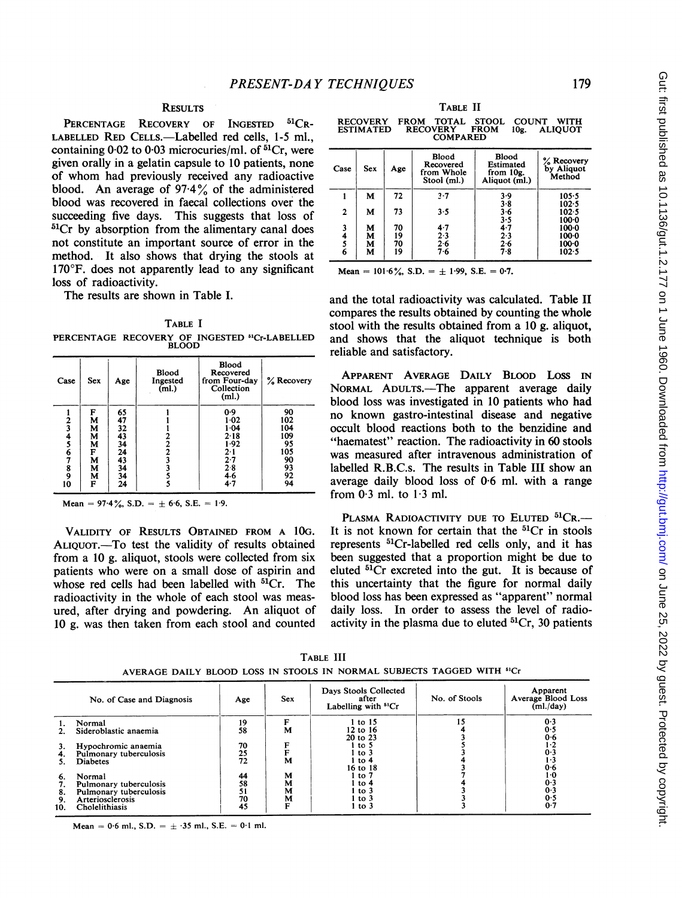## Results

**Percentage Recovery of Ingested $^{51}$Cr-labelled Red Cells.**—Labelled red cells, 1-5 ml., containing 0·02 to 0·03 microcuries/ml. of $^{51}$Cr, were given orally in a gelatin capsule to 10 patients, none of whom had previously received any radioactive blood. An average of 97·4% of the administered blood was recovered in faecal collections over the succeeding five days. This suggests that loss of $^{51}$Cr by absorption from the alimentary canal does not constitute an important source of error in the method. It also shows that drying the stools at 170°F. does not apparently lead to any significant loss of radioactivity.

The results are shown in Table I.

TABLE I

PERCENTAGE RECOVERY OF INGESTED $^{51}$Cr-LABELLED BLOOD

| Case | Sex | Age | Blood Ingested (ml.) | Blood Recovered from Four-day Collection (ml.) | % Recovery |
|---|---|---|---|---|---|
| 1 | F | 65 | 1 | 0·9 | 90 |
| 2 | M | 47 | 1 | 1·02 | 102 |
| 3 | M | 32 | 1 | 1·04 | 104 |
| 4 | M | 43 | 2 | 2·18 | 109 |
| 5 | M | 34 | 2 | 1·92 | 95 |
| 6 | F | 24 | 2 | 2·1 | 105 |
| 7 | M | 43 | 3 | 2·7 | 90 |
| 8 | M | 34 | 3 | 2·8 | 93 |
| 9 | M | 34 | 5 | 4·6 | 92 |
| 10 | F | 24 | 5 | 4·7 | 94 |

Mean = 97·4%, S.D. = ± 6·6, S.E. = 1·9.

**Validity of Results Obtained from a 10g. Aliquot.**—To test the validity of results obtained from a 10 g. aliquot, stools were collected from six patients who were on a small dose of aspirin and whose red cells had been labelled with $^{51}$Cr. The radioactivity in the whole of each stool was measured, after drying and powdering. An aliquot of 10 g. was then taken from each stool and counted and the total radioactivity was calculated. Table II compares the results obtained by counting the whole stool with the results obtained from a 10 g. aliquot, and shows that the aliquot technique is both reliable and satisfactory.

TABLE II

RECOVERY FROM TOTAL STOOL COUNT WITH ESTIMATED RECOVERY FROM 10g. ALIQUOT COMPARED

| Case | Sex | Age | Blood Recovered from Whole Stool (ml.) | Blood Estimated from 10g. Aliquot (ml.) | % Recovery by Aliquot Method |
|---|---|---|---|---|---|
| 1 | M | 72 | 3·7 | 3·9 | 105·5 |
| | | | | 3·8 | 102·5 |
| 2 | M | 73 | 3·5 | 3·6 | 102·5 |
| | | | | 3·5 | 100·0 |
| 3 | M | 70 | 4·7 | 4·7 | 100·0 |
| 4 | M | 19 | 2·3 | 2·3 | 100·0 |
| 5 | M | 70 | 2·6 | 2·6 | 100·0 |
| 6 | M | 19 | 7·6 | 7·8 | 102·5 |

Mean = 101·6%, S.D. = ± 1·99, S.E. = 0·7.

**Apparent Average Daily Blood Loss in Normal Adults.**—The apparent average daily blood loss was investigated in 10 patients who had no known gastro-intestinal disease and negative occult blood reactions both to the benzidine and "haematest" reaction. The radioactivity in 60 stools was measured after intravenous administration of labelled R.B.C.s. The results in Table III show an average daily blood loss of 0·6 ml. with a range from 0·3 ml. to 1·3 ml.

**Plasma Radioactivity due to Eluted $^{51}$Cr.**—It is not known for certain that the $^{51}$Cr in stools represents $^{51}$Cr-labelled red cells only, and it has been suggested that a proportion might be due to eluted $^{51}$Cr excreted into the gut. It is because of this uncertainty that the figure for normal daily blood loss has been expressed as "apparent" normal daily loss. In order to assess the level of radioactivity in the plasma due to eluted $^{51}$Cr, 30 patients

TABLE III

AVERAGE DAILY BLOOD LOSS IN STOOLS IN NORMAL SUBJECTS TAGGED WITH $^{51}$Cr

| No. of Case and Diagnosis | Age | Sex | Days Stools Collected after Labelling with $^{51}$Cr | No. of Stools | Apparent Average Blood Loss (ml./day) |
|---|---|---|---|---|---|
| 1. Normal | 19 | F | 1 to 15 | 15 | 0·3 |
| 2. Sideroblastic anaemia | 58 | M | 12 to 16 | 4 | 0·5 |
| | | | 20 to 23 | 3 | 0·6 |
| 3. Hypochromic anaemia | 70 | F | 1 to 5 | 5 | 1·2 |
| 4. Pulmonary tuberculosis | 25 | F | 1 to 3 | 3 | 0·3 |
| 5. Diabetes | 72 | M | 1 to 4 | 4 | 1·3 |
| | | | 16 to 18 | 3 | 0·6 |
| 6. Normal | 44 | M | 1 to 7 | 7 | 1·0 |
| 7. Pulmonary tuberculosis | 58 | M | 1 to 4 | 4 | 0·3 |
| 8. Pulmonary tuberculosis | 51 | M | 1 to 3 | 3 | 0·3 |
| 9. Arteriosclerosis | 70 | M | 1 to 3 | 3 | 0·5 |
| 10. Cholelithiasis | 45 | F | 1 to 3 | 3 | 0·7 |

Mean = 0·6 ml., S.D. = ± ·35 ml., S.E. = 0·1 ml.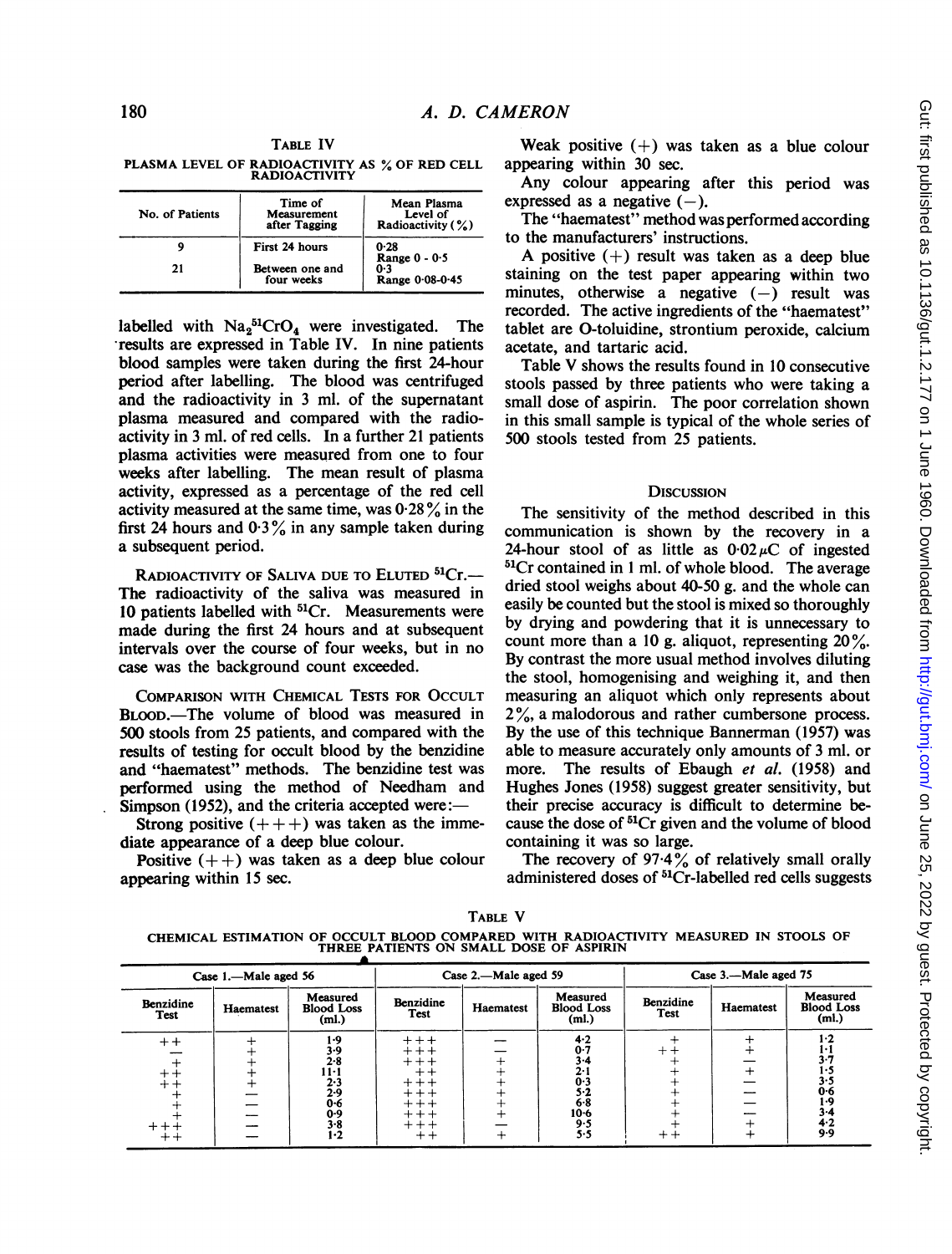TABLE IV

PLASMA LEVEL OF RADIOACTIVITY AS % OF RED CELL RADIOACTIVITY

| No. of Patients | Time of Measurement after Tagging | Mean Plasma Level of Radioactivity (%) |
|---|---|---|
| 9 | First 24 hours | 0·28 Range 0 - 0·5 |
| 21 | Between one and four weeks | 0·3 Range 0·08-0·45 |

labelled with $Na_2{}^{51}CrO_4$ were investigated. The results are expressed in Table IV. In nine patients blood samples were taken during the first 24-hour period after labelling. The blood was centrifuged and the radioactivity in 3 ml. of the supernatant plasma measured and compared with the radioactivity in 3 ml. of red cells. In a further 21 patients plasma activities were measured from one to four weeks after labelling. The mean result of plasma activity, expressed as a percentage of the red cell activity measured at the same time, was 0·28% in the first 24 hours and 0·3% in any sample taken during a subsequent period.

RADIOACTIVITY OF SALIVA DUE TO ELUTED $^{51}$Cr.—The radioactivity of the saliva was measured in 10 patients labelled with $^{51}$Cr. Measurements were made during the first 24 hours and at subsequent intervals over the course of four weeks, but in no case was the background count exceeded.

COMPARISON WITH CHEMICAL TESTS FOR OCCULT BLOOD.—The volume of blood was measured in 500 stools from 25 patients, and compared with the results of testing for occult blood by the benzidine and "haematest" methods. The benzidine test was performed using the method of Needham and Simpson (1952), and the criteria accepted were:—

Strong positive (+++) was taken as the immediate appearance of a deep blue colour.

Positive (++) was taken as a deep blue colour appearing within 15 sec.

Weak positive (+) was taken as a blue colour appearing within 30 sec.

Any colour appearing after this period was expressed as a negative (−).

The "haematest" method was performed according to the manufacturers' instructions.

A positive (+) result was taken as a deep blue staining on the test paper appearing within two minutes, otherwise a negative (−) result was recorded. The active ingredients of the "haematest" tablet are O-toluidine, strontium peroxide, calcium acetate, and tartaric acid.

Table V shows the results found in 10 consecutive stools passed by three patients who were taking a small dose of aspirin. The poor correlation shown in this small sample is typical of the whole series of 500 stools tested from 25 patients.

## DISCUSSION

The sensitivity of the method described in this communication is shown by the recovery in a 24-hour stool of as little as 0·02 $\mu$C of ingested $^{51}$Cr contained in 1 ml. of whole blood. The average dried stool weighs about 40-50 g. and the whole can easily be counted but the stool is mixed so thoroughly by drying and powdering that it is unnecessary to count more than a 10 g. aliquot, representing 20%. By contrast the more usual method involves diluting the stool, homogenising and weighing it, and then measuring an aliquot which only represents about 2%, a malodorous and rather cumbersome process. By the use of this technique Bannerman (1957) was able to measure accurately only amounts of 3 ml. or more. The results of Ebaugh *et al.* (1958) and Hughes Jones (1958) suggest greater sensitivity, but their precise accuracy is difficult to determine because the dose of $^{51}$Cr given and the volume of blood containing it was so large.

The recovery of 97·4% of relatively small orally administered doses of $^{51}$Cr-labelled red cells suggests

TABLE V

CHEMICAL ESTIMATION OF OCCULT BLOOD COMPARED WITH RADIOACTIVITY MEASURED IN STOOLS OF THREE PATIENTS ON SMALL DOSE OF ASPIRIN

| Case 1.—Male aged 56 | | | Case 2.—Male aged 59 | | | Case 3.—Male aged 75 | | |
|---|---|---|---|---|---|---|---|---|
| Benzidine Test | Haematest | Measured Blood Loss (ml.) | Benzidine Test | Haematest | Measured Blood Loss (ml.) | Benzidine Test | Haematest | Measured Blood Loss (ml.) |
| ++ | + | 1·9 | +++ | − | 4·2 | + | + | 1·2 |
| − | + | 3·9 | +++ | − | 0·7 | ++ | + | 1·1 |
| + | + | 2·8 | +++ | + | 3·4 | + | − | 3·7 |
| ++ | + | 11·1 | ++ | + | 2·1 | + | + | 1·5 |
| ++ | + | 2·3 | +++ | + | 0·3 | + | − | 3·5 |
| + | − | 2·9 | +++ | + | 5·2 | + | − | 0·6 |
| + | − | 0·6 | +++ | + | 6·8 | + | − | 1·9 |
| + | − | 0·9 | +++ | + | 10·6 | + | − | 3·4 |
| +++ | − | 3·8 | +++ | − | 9·5 | + | + | 4·2 |
| ++ | − | 1·2 | ++ | + | 5·5 | ++ | + | 9·9 |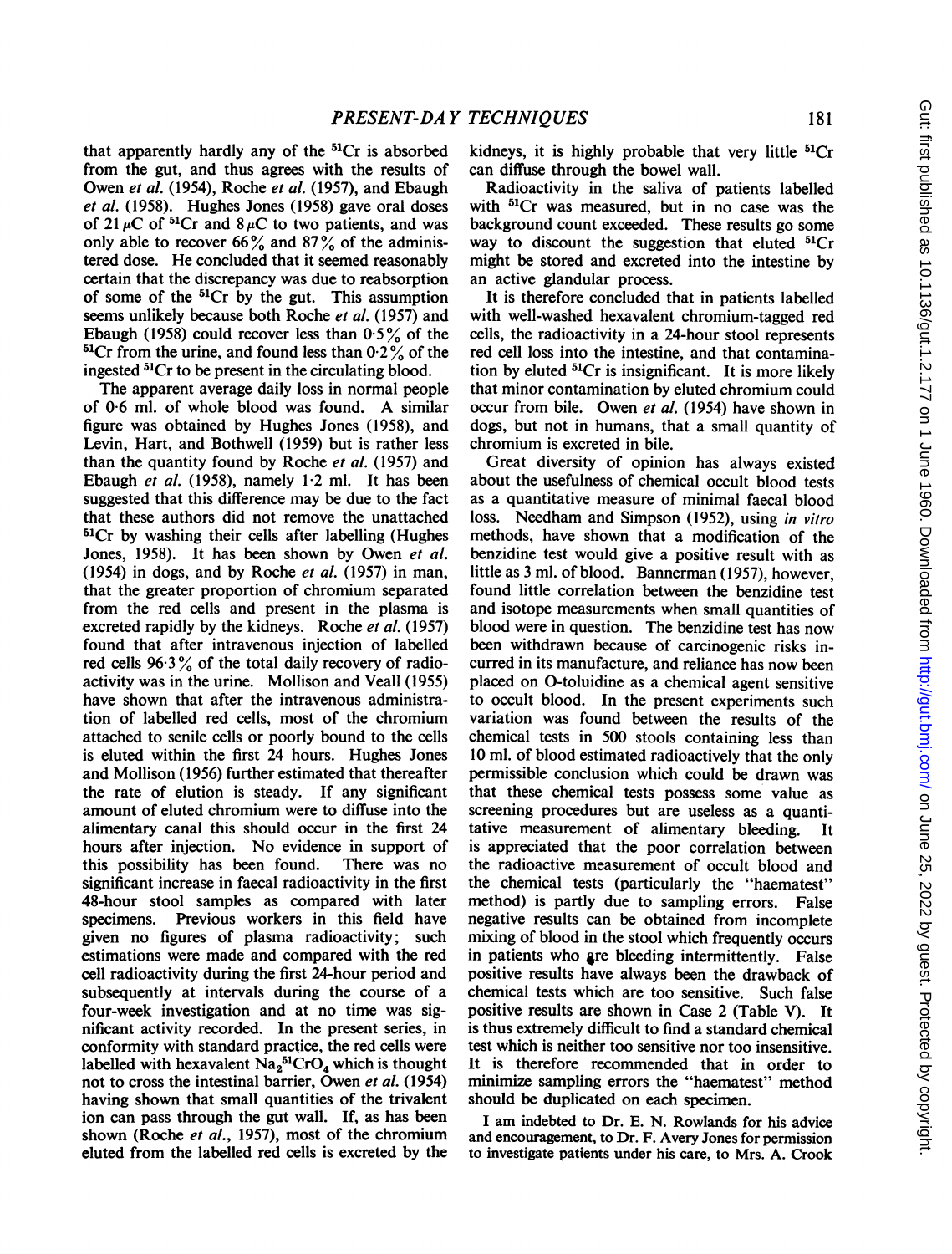that apparently hardly any of the $^{51}Cr$ is absorbed from the gut, and thus agrees with the results of Owen *et al.* (1954), Roche *et al.* (1957), and Ebaugh *et al.* (1958). Hughes Jones (1958) gave oral doses of 21 $\mu$C of $^{51}Cr$ and 8 $\mu$C to two patients, and was only able to recover 66% and 87% of the administered dose. He concluded that it seemed reasonably certain that the discrepancy was due to reabsorption of some of the $^{51}Cr$ by the gut. This assumption seems unlikely because both Roche *et al.* (1957) and Ebaugh (1958) could recover less than 0·5% of the $^{51}Cr$ from the urine, and found less than 0·2% of the ingested $^{51}Cr$ to be present in the circulating blood.

The apparent average daily loss in normal people of 0·6 ml. of whole blood was found. A similar figure was obtained by Hughes Jones (1958), and Levin, Hart, and Bothwell (1959) but is rather less than the quantity found by Roche *et al.* (1957) and Ebaugh *et al.* (1958), namely 1·2 ml. It has been suggested that this difference may be due to the fact that these authors did not remove the unattached $^{51}Cr$ by washing their cells after labelling (Hughes Jones, 1958). It has been shown by Owen *et al.* (1954) in dogs, and by Roche *et al.* (1957) in man, that the greater proportion of chromium separated from the red cells and present in the plasma is excreted rapidly by the kidneys. Roche *et al.* (1957) found that after intravenous injection of labelled red cells 96·3% of the total daily recovery of radioactivity was in the urine. Mollison and Veall (1955) have shown that after the intravenous administration of labelled red cells, most of the chromium attached to senile cells or poorly bound to the cells is eluted within the first 24 hours. Hughes Jones and Mollison (1956) further estimated that thereafter the rate of elution is steady. If any significant amount of eluted chromium were to diffuse into the alimentary canal this should occur in the first 24 hours after injection. No evidence in support of this possibility has been found. There was no significant increase in faecal radioactivity in the first 48-hour stool samples as compared with later specimens. Previous workers in this field have given no figures of plasma radioactivity; such estimations were made and compared with the red cell radioactivity during the first 24-hour period and subsequently at intervals during the course of a four-week investigation and at no time was significant activity recorded. In the present series, in conformity with standard practice, the red cells were labelled with hexavalent $Na_2{}^{51}CrO_4$ which is thought not to cross the intestinal barrier, Owen *et al.* (1954) having shown that small quantities of the trivalent ion can pass through the gut wall. If, as has been shown (Roche *et al.*, 1957), most of the chromium eluted from the labelled red cells is excreted by the kidneys, it is highly probable that very little $^{51}Cr$ can diffuse through the bowel wall.

Radioactivity in the saliva of patients labelled with $^{51}Cr$ was measured, but in no case was the background count exceeded. These results go some way to discount the suggestion that eluted $^{51}Cr$ might be stored and excreted into the intestine by an active glandular process.

It is therefore concluded that in patients labelled with well-washed hexavalent chromium-tagged red cells, the radioactivity in a 24-hour stool represents red cell loss into the intestine, and that contamination by eluted $^{51}Cr$ is insignificant. It is more likely that minor contamination by eluted chromium could occur from bile. Owen *et al.* (1954) have shown in dogs, but not in humans, that a small quantity of chromium is excreted in bile.

Great diversity of opinion has always existed about the usefulness of chemical occult blood tests as a quantitative measure of minimal faecal blood loss. Needham and Simpson (1952), using *in vitro* methods, have shown that a modification of the benzidine test would give a positive result with as little as 3 ml. of blood. Bannerman (1957), however, found little correlation between the benzidine test and isotope measurements when small quantities of blood were in question. The benzidine test has now been withdrawn because of carcinogenic risks incurred in its manufacture, and reliance has now been placed on O-toluidine as a chemical agent sensitive to occult blood. In the present experiments such variation was found between the results of the chemical tests in 500 stools containing less than 10 ml. of blood estimated radioactively that the only permissible conclusion which could be drawn was that these chemical tests possess some value as screening procedures but are useless as a quantitative measurement of alimentary bleeding. It is appreciated that the poor correlation between the radioactive measurement of occult blood and the chemical tests (particularly the "haematest" method) is partly due to sampling errors. False negative results can be obtained from incomplete mixing of blood in the stool which frequently occurs in patients who are bleeding intermittently. False positive results have always been the drawback of chemical tests which are too sensitive. Such false positive results are shown in Case 2 (Table V). It is thus extremely difficult to find a standard chemical test which is neither too sensitive nor too insensitive. It is therefore recommended that in order to minimize sampling errors the "haematest" method should be duplicated on each specimen.

I am indebted to Dr. E. N. Rowlands for his advice and encouragement, to Dr. F. Avery Jones for permission to investigate patients under his care, to Mrs. A. Crook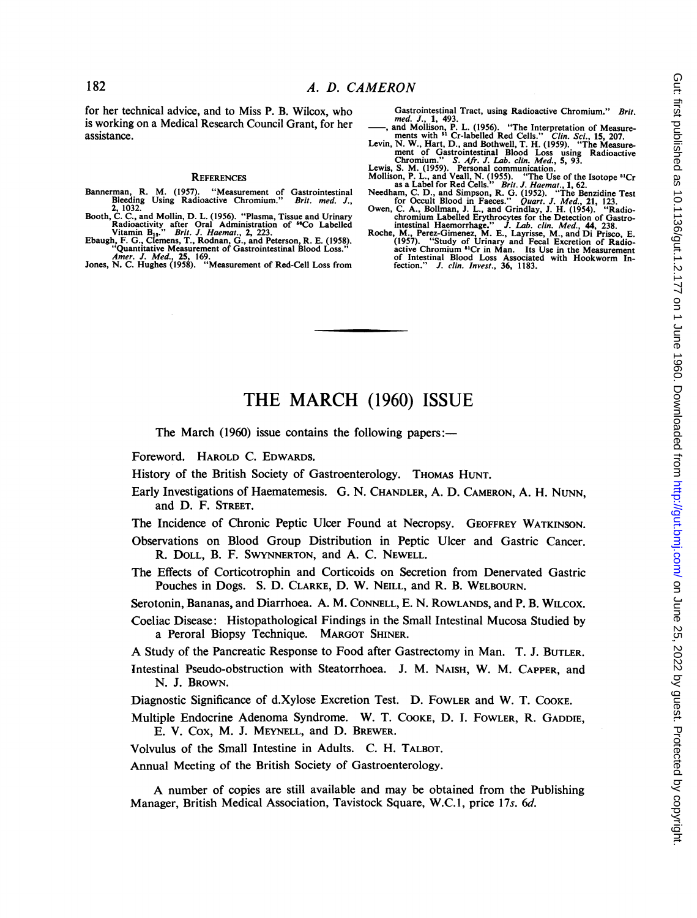for her technical advice, and to Miss P. B. Wilcox, who is working on a Medical Research Council Grant, for her assistance.

## REFERENCES

Bannerman, R. M. (1957). "Measurement of Gastrointestinal Bleeding Using Radioactive Chromium." *Brit. med. J.*, 2, 1032.

Booth, C. C., and Mollin, D. L. (1956). "Plasma, Tissue and Urinary Radioactivity after Oral Administration of $^{56}$Co Labelled Vitamin $B_{12}$." *Brit. J. Haemat.*, 2, 223.

Ebaugh, F. G., Clemens, T., Rodnan, G., and Peterson, R. E. (1958). "Quantitative Measurement of Gastrointestinal Blood Loss." *Amer. J. Med.*, 25, 169.

Jones, N. C. Hughes (1958). "Measurement of Red-Cell Loss from Gastrointestinal Tract, using Radioactive Chromium." *Brit. med. J.*, 1, 493.

——, and Mollison, P. L. (1956). "The Interpretation of Measurements with $^{51}$ Cr-labelled Red Cells." *Clin. Sci.*, 15, 207.

Levin, N. W., Hart, D., and Bothwell, T. H. (1959). "The Measurement of Gastrointestinal Blood Loss using Radioactive Chromium." *S. Afr. J. Lab. clin. Med.*, 5, 93.

Lewis, S. M. (1959). Personal communication.

Mollison, P. L., and Veall, N. (1955). "The Use of the Isotope $^{51}$Cr as a Label for Red Cells." *Brit. J. Haemat.*, 1, 62.

Needham, C. D., and Simpson, R. G. (1952). "The Benzidine Test for Occult Blood in Faeces." *Quart. J. Med.*, 21, 123.

Owen, C. A., Bollman, J. L., and Grindlay, J. H. (1954). "Radiochromium Labelled Erythrocytes for the Detection of Gastrointestinal Haemorrhage." *J. Lab. clin. Med.*, 44, 238.

Roche, M., Perez-Gimenez, M. E., Layrisse, M., and Di Prisco, E. (1957). "Study of Urinary and Fecal Excretion of Radioactive Chromium $^{51}$Cr in Man. Its Use in the Measurement of Intestinal Blood Loss Associated with Hookworm Infection." *J. clin. Invest.*, 36, 1183.

---

# THE MARCH (1960) ISSUE

The March (1960) issue contains the following papers:—

Foreword. HAROLD C. EDWARDS.

History of the British Society of Gastroenterology. THOMAS HUNT.

Early Investigations of Haematemesis. G. N. CHANDLER, A. D. CAMERON, A. H. NUNN, and D. F. STREET.

The Incidence of Chronic Peptic Ulcer Found at Necropsy. GEOFFREY WATKINSON.

Observations on Blood Group Distribution in Peptic Ulcer and Gastric Cancer. R. DOLL, B. F. SWYNNERTON, and A. C. NEWELL.

The Effects of Corticotrophin and Corticoids on Secretion from Denervated Gastric Pouches in Dogs. S. D. CLARKE, D. W. NEILL, and R. B. WELBOURN.

Serotonin, Bananas, and Diarrhoea. A. M. CONNELL, E. N. ROWLANDS, and P. B. WILCOX.

Coeliac Disease: Histopathological Findings in the Small Intestinal Mucosa Studied by a Peroral Biopsy Technique. MARGOT SHINER.

A Study of the Pancreatic Response to Food after Gastrectomy in Man. T. J. BUTLER.

Intestinal Pseudo-obstruction with Steatorrhoea. J. M. NAISH, W. M. CAPPER, and N. J. BROWN.

Diagnostic Significance of d.Xylose Excretion Test. D. FOWLER and W. T. COOKE.

Multiple Endocrine Adenoma Syndrome. W. T. COOKE, D. I. FOWLER, R. GADDIE, E. V. COX, M. J. MEYNELL, and D. BREWER.

Volvulus of the Small Intestine in Adults. C. H. TALBOT.

Annual Meeting of the British Society of Gastroenterology.

A number of copies are still available and may be obtained from the Publishing Manager, British Medical Association, Tavistock Square, W.C.1, price 17*s.* 6*d.*